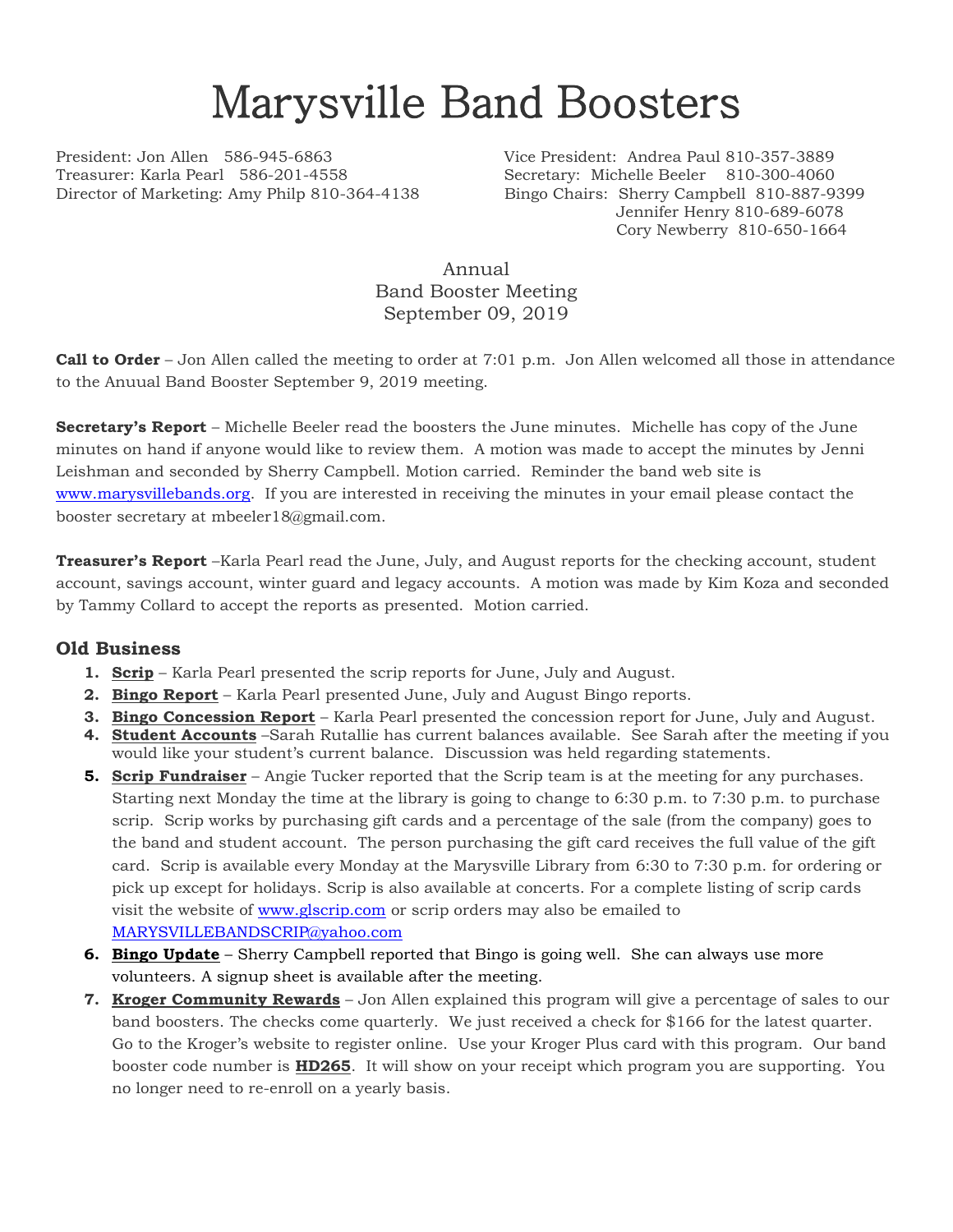# Marysville Band Boosters

President: Jon Allen 586-945-6863
Treasurer: Karla Pearl 586-201-4558
Director of Marketing: Amy Philp 810-364-4138

Vice President: Andrea Paul 810-357-3889
Secretary: Michelle Beeler 810-300-4060
Bingo Chairs: Sherry Campbell 810-887-9399
Jennifer Henry 810-689-6078
Cory Newberry 810-650-1664

Annual
Band Booster Meeting
September 09, 2019

**Call to Order** – Jon Allen called the meeting to order at 7:01 p.m. Jon Allen welcomed all those in attendance to the Anuual Band Booster September 9, 2019 meeting.

**Secretary's Report** – Michelle Beeler read the boosters the June minutes. Michelle has copy of the June minutes on hand if anyone would like to review them. A motion was made to accept the minutes by Jenni Leishman and seconded by Sherry Campbell. Motion carried. Reminder the band web site is www.marysvillebands.org. If you are interested in receiving the minutes in your email please contact the booster secretary at mbeeler18@gmail.com.

**Treasurer's Report** –Karla Pearl read the June, July, and August reports for the checking account, student account, savings account, winter guard and legacy accounts. A motion was made by Kim Koza and seconded by Tammy Collard to accept the reports as presented. Motion carried.

## Old Business

1. **Scrip** – Karla Pearl presented the scrip reports for June, July and August.
2. **Bingo Report** – Karla Pearl presented June, July and August Bingo reports.
3. **Bingo Concession Report** – Karla Pearl presented the concession report for June, July and August.
4. **Student Accounts** –Sarah Rutallie has current balances available. See Sarah after the meeting if you would like your student's current balance. Discussion was held regarding statements.
5. **Scrip Fundraiser** – Angie Tucker reported that the Scrip team is at the meeting for any purchases. Starting next Monday the time at the library is going to change to 6:30 p.m. to 7:30 p.m. to purchase scrip. Scrip works by purchasing gift cards and a percentage of the sale (from the company) goes to the band and student account. The person purchasing the gift card receives the full value of the gift card. Scrip is available every Monday at the Marysville Library from 6:30 to 7:30 p.m. for ordering or pick up except for holidays. Scrip is also available at concerts. For a complete listing of scrip cards visit the website of www.glscrip.com or scrip orders may also be emailed to MARYSVILLEBANDSCRIP@yahoo.com
6. **Bingo Update** – Sherry Campbell reported that Bingo is going well. She can always use more volunteers. A signup sheet is available after the meeting.
7. **Kroger Community Rewards** – Jon Allen explained this program will give a percentage of sales to our band boosters. The checks come quarterly. We just received a check for $166 for the latest quarter. Go to the Kroger's website to register online. Use your Kroger Plus card with this program. Our band booster code number is **HD265**. It will show on your receipt which program you are supporting. You no longer need to re-enroll on a yearly basis.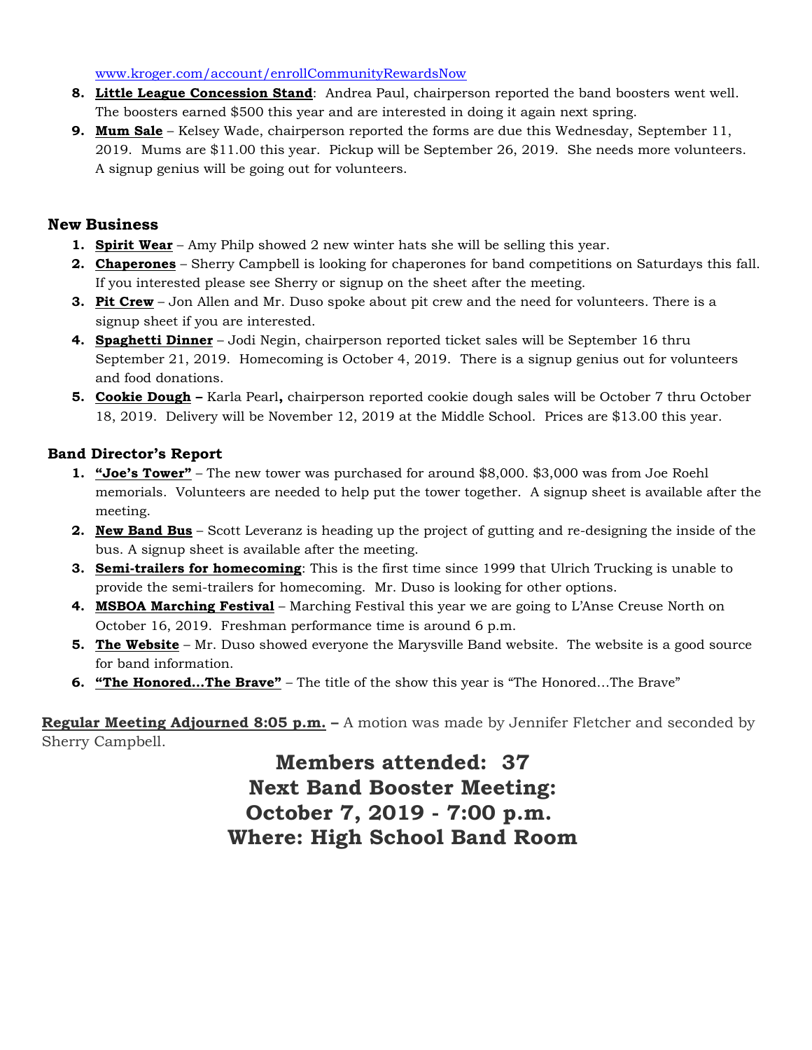www.kroger.com/account/enrollCommunityRewardsNow

8. **Little League Concession Stand**: Andrea Paul, chairperson reported the band boosters went well. The boosters earned $500 this year and are interested in doing it again next spring.
9. **Mum Sale** – Kelsey Wade, chairperson reported the forms are due this Wednesday, September 11, 2019. Mums are $11.00 this year. Pickup will be September 26, 2019. She needs more volunteers. A signup genius will be going out for volunteers.

## New Business

1. **Spirit Wear** – Amy Philp showed 2 new winter hats she will be selling this year.
2. **Chaperones** – Sherry Campbell is looking for chaperones for band competitions on Saturdays this fall. If you interested please see Sherry or signup on the sheet after the meeting.
3. **Pit Crew** – Jon Allen and Mr. Duso spoke about pit crew and the need for volunteers. There is a signup sheet if you are interested.
4. **Spaghetti Dinner** – Jodi Negin, chairperson reported ticket sales will be September 16 thru September 21, 2019. Homecoming is October 4, 2019. There is a signup genius out for volunteers and food donations.
5. **Cookie Dough –** Karla Pearl**,** chairperson reported cookie dough sales will be October 7 thru October 18, 2019. Delivery will be November 12, 2019 at the Middle School. Prices are $13.00 this year.

## Band Director's Report

1. **"Joe's Tower"** – The new tower was purchased for around $8,000. $3,000 was from Joe Roehl memorials. Volunteers are needed to help put the tower together. A signup sheet is available after the meeting.
2. **New Band Bus** – Scott Leveranz is heading up the project of gutting and re-designing the inside of the bus. A signup sheet is available after the meeting.
3. **Semi-trailers for homecoming**: This is the first time since 1999 that Ulrich Trucking is unable to provide the semi-trailers for homecoming. Mr. Duso is looking for other options.
4. **MSBOA Marching Festival** – Marching Festival this year we are going to L'Anse Creuse North on October 16, 2019. Freshman performance time is around 6 p.m.
5. **The Website** – Mr. Duso showed everyone the Marysville Band website. The website is a good source for band information.
6. **"The Honored…The Brave"** – The title of the show this year is "The Honored…The Brave"

**Regular Meeting Adjourned 8:05 p.m. –** A motion was made by Jennifer Fletcher and seconded by Sherry Campbell.

**Members attended: 37**
**Next Band Booster Meeting:**
**October 7, 2019 - 7:00 p.m.**
**Where: High School Band Room**